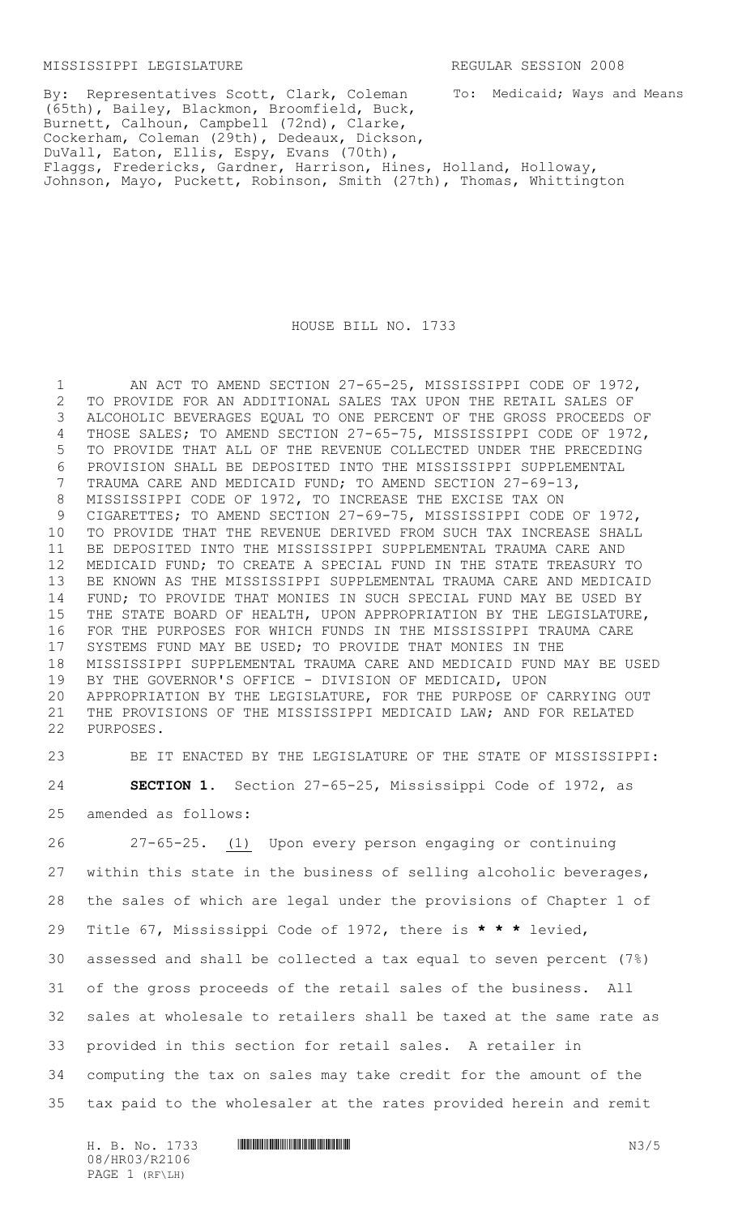MISSISSIPPI LEGISLATURE REGULAR SESSION 2008

By: Representatives Scott, Clark, Coleman (65th), Bailey, Blackmon, Broomfield, Buck, Burnett, Calhoun, Campbell (72nd), Clarke, Cockerham, Coleman (29th), Dedeaux, Dickson, DuVall, Eaton, Ellis, Espy, Evans (70th), Flaggs, Fredericks, Gardner, Harrison, Hines, Holland, Holloway, Johnson, Mayo, Puckett, Robinson, Smith (27th), Thomas, Whittington

To: Medicaid; Ways and Means

# HOUSE BILL NO. 1733

AN ACT TO AMEND SECTION 27-65-25, MISSISSIPPI CODE OF 1972, TO PROVIDE FOR AN ADDITIONAL SALES TAX UPON THE RETAIL SALES OF ALCOHOLIC BEVERAGES EQUAL TO ONE PERCENT OF THE GROSS PROCEEDS OF THOSE SALES; TO AMEND SECTION 27-65-75, MISSISSIPPI CODE OF 1972, TO PROVIDE THAT ALL OF THE REVENUE COLLECTED UNDER THE PRECEDING PROVISION SHALL BE DEPOSITED INTO THE MISSISSIPPI SUPPLEMENTAL TRAUMA CARE AND MEDICAID FUND; TO AMEND SECTION 27-69-13, MISSISSIPPI CODE OF 1972, TO INCREASE THE EXCISE TAX ON CIGARETTES; TO AMEND SECTION 27-69-75, MISSISSIPPI CODE OF 1972, TO PROVIDE THAT THE REVENUE DERIVED FROM SUCH TAX INCREASE SHALL BE DEPOSITED INTO THE MISSISSIPPI SUPPLEMENTAL TRAUMA CARE AND MEDICAID FUND; TO CREATE A SPECIAL FUND IN THE STATE TREASURY TO BE KNOWN AS THE MISSISSIPPI SUPPLEMENTAL TRAUMA CARE AND MEDICAID FUND; TO PROVIDE THAT MONIES IN SUCH SPECIAL FUND MAY BE USED BY THE STATE BOARD OF HEALTH, UPON APPROPRIATION BY THE LEGISLATURE, FOR THE PURPOSES FOR WHICH FUNDS IN THE MISSISSIPPI TRAUMA CARE SYSTEMS FUND MAY BE USED; TO PROVIDE THAT MONIES IN THE MISSISSIPPI SUPPLEMENTAL TRAUMA CARE AND MEDICAID FUND MAY BE USED BY THE GOVERNOR'S OFFICE - DIVISION OF MEDICAID, UPON APPROPRIATION BY THE LEGISLATURE, FOR THE PURPOSE OF CARRYING OUT THE PROVISIONS OF THE MISSISSIPPI MEDICAID LAW; AND FOR RELATED PURPOSES.

BE IT ENACTED BY THE LEGISLATURE OF THE STATE OF MISSISSIPPI:

**SECTION 1.** Section 27-65-25, Mississippi Code of 1972, as amended as follows:

27-65-25. (1) Upon every person engaging or continuing within this state in the business of selling alcoholic beverages, the sales of which are legal under the provisions of Chapter 1 of Title 67, Mississippi Code of 1972, there is *** levied, assessed and shall be collected a tax equal to seven percent (7%) of the gross proceeds of the retail sales of the business. All sales at wholesale to retailers shall be taxed at the same rate as provided in this section for retail sales. A retailer in computing the tax on sales may take credit for the amount of the tax paid to the wholesaler at the rates provided herein and remit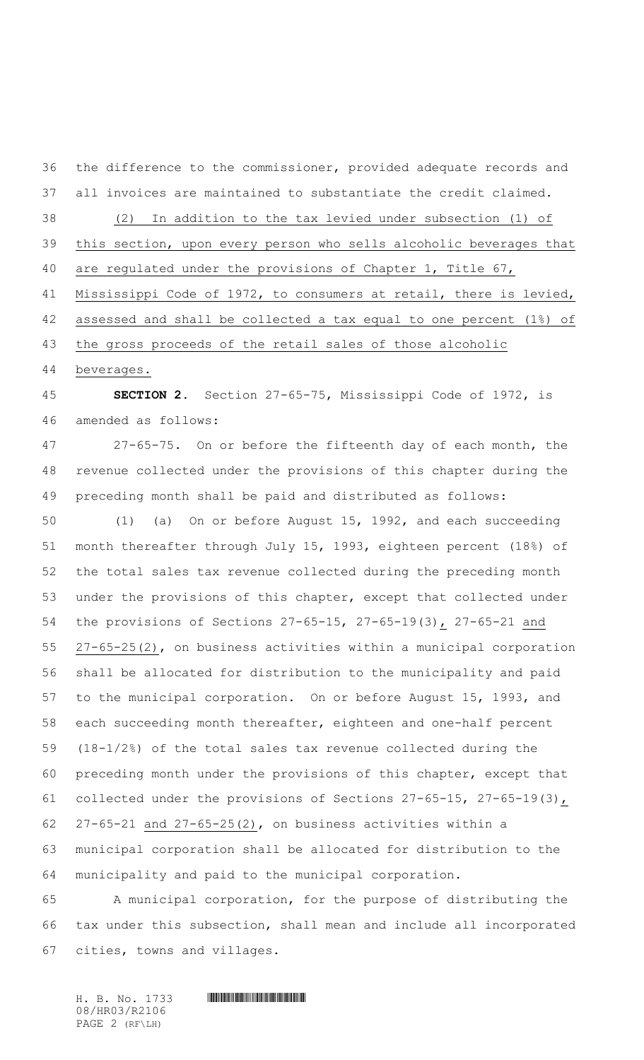the difference to the commissioner, provided adequate records and all invoices are maintained to substantiate the credit claimed.

(2) In addition to the tax levied under subsection (1) of this section, upon every person who sells alcoholic beverages that are regulated under the provisions of Chapter 1, Title 67, Mississippi Code of 1972, to consumers at retail, there is levied, assessed and shall be collected a tax equal to one percent (1%) of the gross proceeds of the retail sales of those alcoholic beverages.

**SECTION 2.** Section 27-65-75, Mississippi Code of 1972, is amended as follows:

27-65-75. On or before the fifteenth day of each month, the revenue collected under the provisions of this chapter during the preceding month shall be paid and distributed as follows:

(1) (a) On or before August 15, 1992, and each succeeding month thereafter through July 15, 1993, eighteen percent (18%) of the total sales tax revenue collected during the preceding month under the provisions of this chapter, except that collected under the provisions of Sections 27-65-15, 27-65-19(3), 27-65-21 and 27-65-25(2), on business activities within a municipal corporation shall be allocated for distribution to the municipality and paid to the municipal corporation. On or before August 15, 1993, and each succeeding month thereafter, eighteen and one-half percent (18-1/2%) of the total sales tax revenue collected during the preceding month under the provisions of this chapter, except that collected under the provisions of Sections 27-65-15, 27-65-19(3), 27-65-21 and 27-65-25(2), on business activities within a municipal corporation shall be allocated for distribution to the municipality and paid to the municipal corporation.

A municipal corporation, for the purpose of distributing the tax under this subsection, shall mean and include all incorporated cities, towns and villages.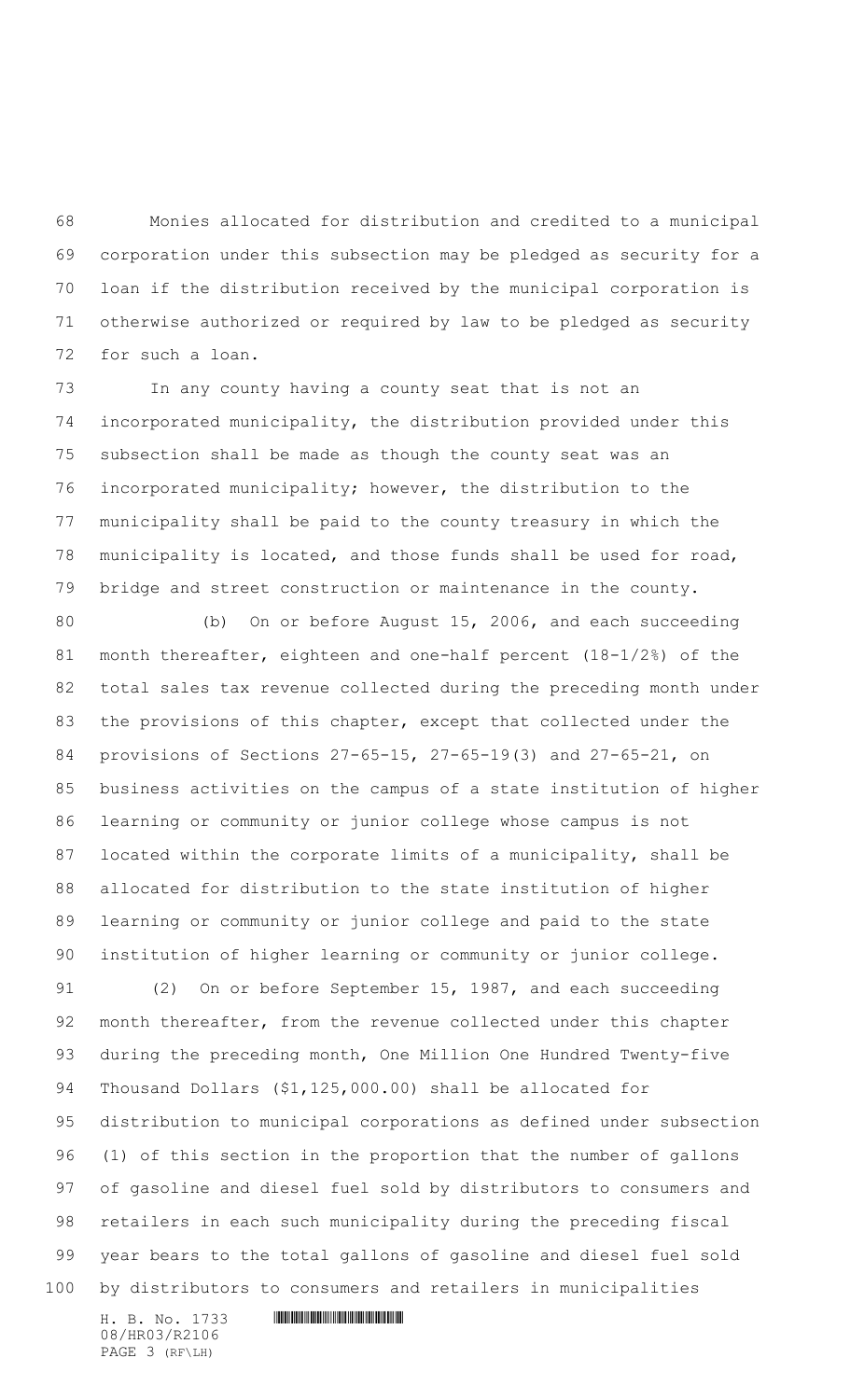Monies allocated for distribution and credited to a municipal corporation under this subsection may be pledged as security for a loan if the distribution received by the municipal corporation is otherwise authorized or required by law to be pledged as security for such a loan.

In any county having a county seat that is not an incorporated municipality, the distribution provided under this subsection shall be made as though the county seat was an incorporated municipality; however, the distribution to the municipality shall be paid to the county treasury in which the municipality is located, and those funds shall be used for road, bridge and street construction or maintenance in the county.

(b) On or before August 15, 2006, and each succeeding month thereafter, eighteen and one-half percent (18-1/2%) of the total sales tax revenue collected during the preceding month under the provisions of this chapter, except that collected under the provisions of Sections 27-65-15, 27-65-19(3) and 27-65-21, on business activities on the campus of a state institution of higher learning or community or junior college whose campus is not located within the corporate limits of a municipality, shall be allocated for distribution to the state institution of higher learning or community or junior college and paid to the state institution of higher learning or community or junior college.

(2) On or before September 15, 1987, and each succeeding month thereafter, from the revenue collected under this chapter during the preceding month, One Million One Hundred Twenty-five Thousand Dollars ($1,125,000.00) shall be allocated for distribution to municipal corporations as defined under subsection (1) of this section in the proportion that the number of gallons of gasoline and diesel fuel sold by distributors to consumers and retailers in each such municipality during the preceding fiscal year bears to the total gallons of gasoline and diesel fuel sold by distributors to consumers and retailers in municipalities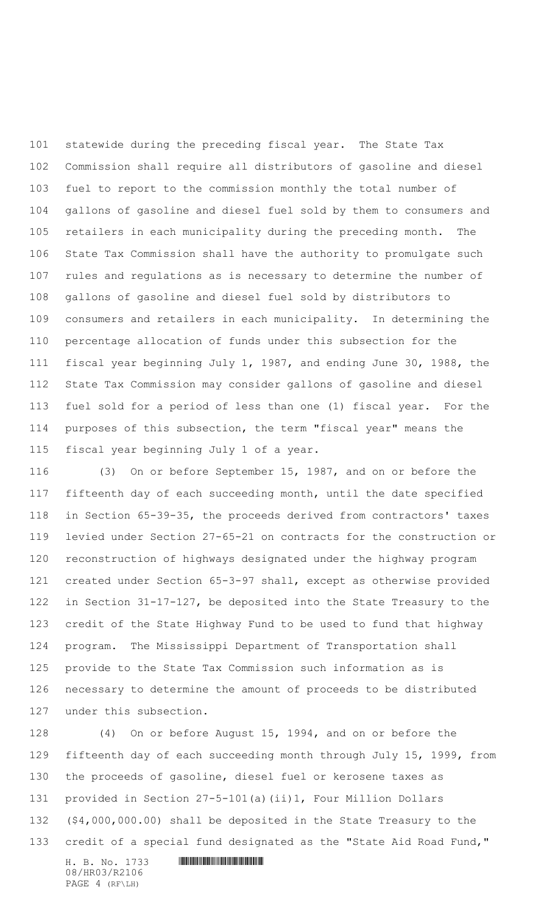statewide during the preceding fiscal year. The State Tax Commission shall require all distributors of gasoline and diesel fuel to report to the commission monthly the total number of gallons of gasoline and diesel fuel sold by them to consumers and retailers in each municipality during the preceding month. The State Tax Commission shall have the authority to promulgate such rules and regulations as is necessary to determine the number of gallons of gasoline and diesel fuel sold by distributors to consumers and retailers in each municipality. In determining the percentage allocation of funds under this subsection for the fiscal year beginning July 1, 1987, and ending June 30, 1988, the State Tax Commission may consider gallons of gasoline and diesel fuel sold for a period of less than one (1) fiscal year. For the purposes of this subsection, the term "fiscal year" means the fiscal year beginning July 1 of a year.

(3) On or before September 15, 1987, and on or before the fifteenth day of each succeeding month, until the date specified in Section 65-39-35, the proceeds derived from contractors' taxes levied under Section 27-65-21 on contracts for the construction or reconstruction of highways designated under the highway program created under Section 65-3-97 shall, except as otherwise provided in Section 31-17-127, be deposited into the State Treasury to the credit of the State Highway Fund to be used to fund that highway program. The Mississippi Department of Transportation shall provide to the State Tax Commission such information as is necessary to determine the amount of proceeds to be distributed under this subsection.

(4) On or before August 15, 1994, and on or before the fifteenth day of each succeeding month through July 15, 1999, from the proceeds of gasoline, diesel fuel or kerosene taxes as provided in Section 27-5-101(a)(ii)1, Four Million Dollars ($4,000,000.00) shall be deposited in the State Treasury to the credit of a special fund designated as the "State Aid Road Fund,"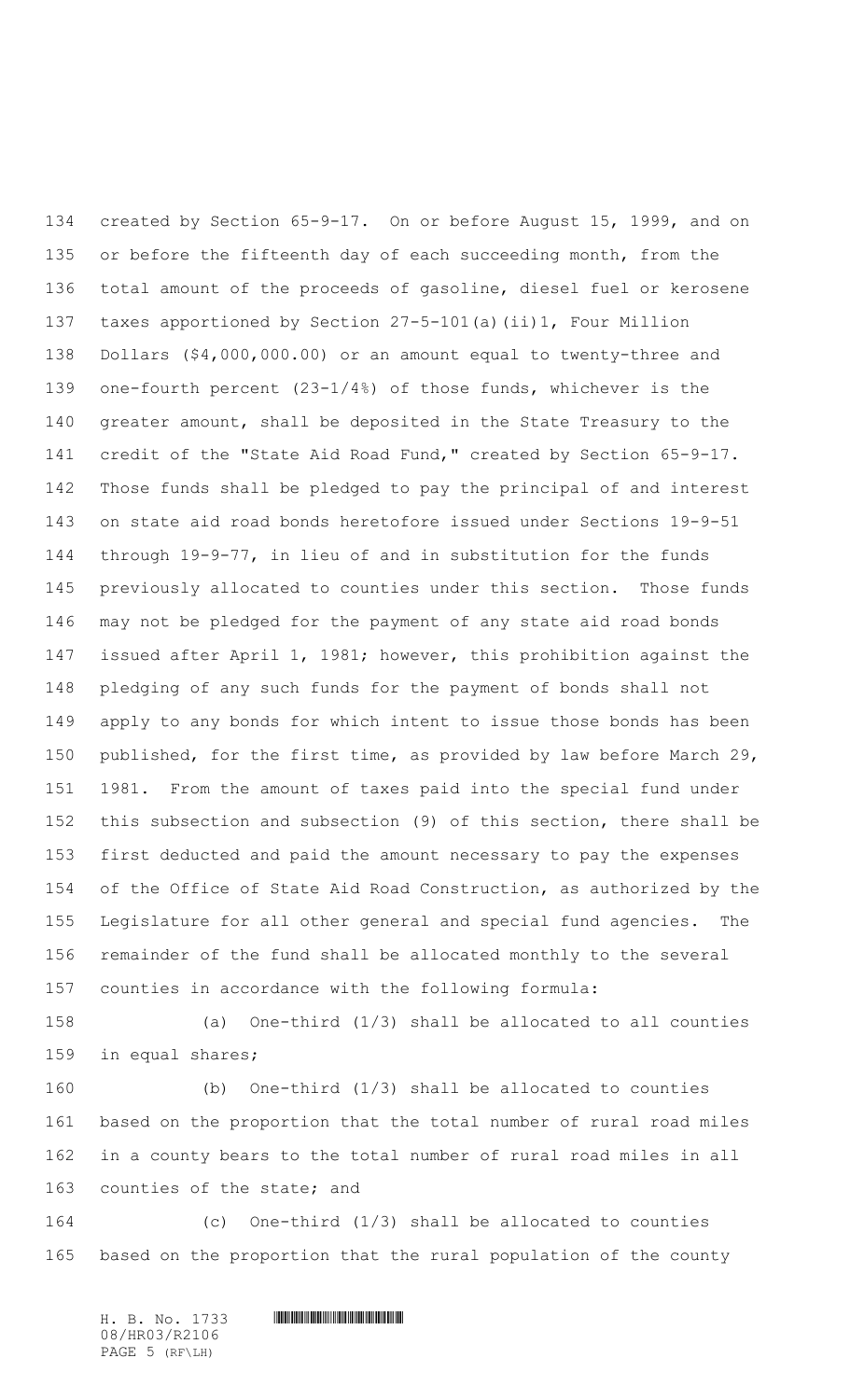created by Section 65-9-17. On or before August 15, 1999, and on or before the fifteenth day of each succeeding month, from the total amount of the proceeds of gasoline, diesel fuel or kerosene taxes apportioned by Section 27-5-101(a)(ii)1, Four Million Dollars ($4,000,000.00) or an amount equal to twenty-three and one-fourth percent (23-1/4%) of those funds, whichever is the greater amount, shall be deposited in the State Treasury to the credit of the "State Aid Road Fund," created by Section 65-9-17. Those funds shall be pledged to pay the principal of and interest on state aid road bonds heretofore issued under Sections 19-9-51 through 19-9-77, in lieu of and in substitution for the funds previously allocated to counties under this section. Those funds may not be pledged for the payment of any state aid road bonds issued after April 1, 1981; however, this prohibition against the pledging of any such funds for the payment of bonds shall not apply to any bonds for which intent to issue those bonds has been published, for the first time, as provided by law before March 29, 1981. From the amount of taxes paid into the special fund under this subsection and subsection (9) of this section, there shall be first deducted and paid the amount necessary to pay the expenses of the Office of State Aid Road Construction, as authorized by the Legislature for all other general and special fund agencies. The remainder of the fund shall be allocated monthly to the several counties in accordance with the following formula:

(a) One-third (1/3) shall be allocated to all counties in equal shares;

(b) One-third (1/3) shall be allocated to counties based on the proportion that the total number of rural road miles in a county bears to the total number of rural road miles in all counties of the state; and

(c) One-third (1/3) shall be allocated to counties based on the proportion that the rural population of the county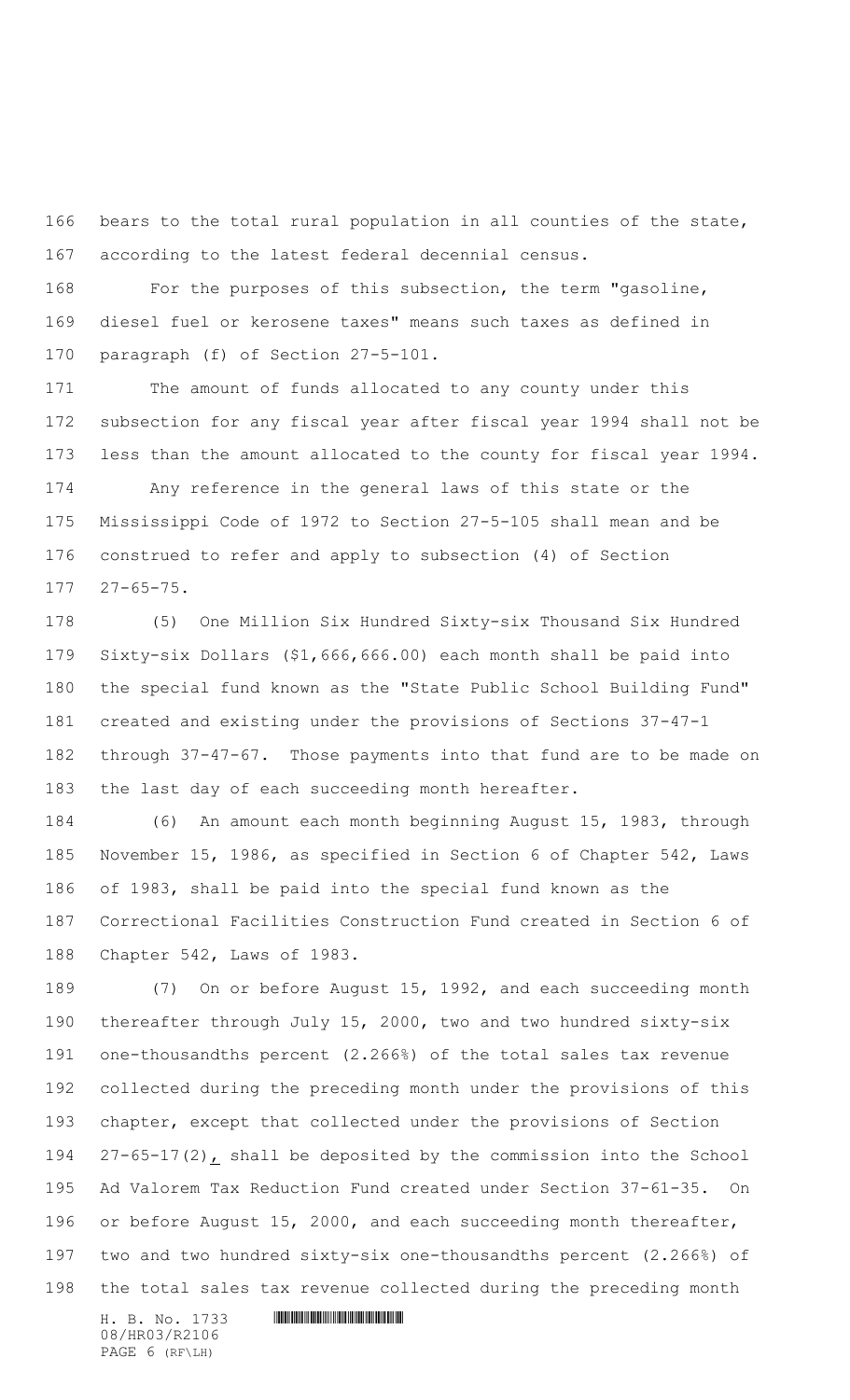bears to the total rural population in all counties of the state, according to the latest federal decennial census.

For the purposes of this subsection, the term "gasoline, diesel fuel or kerosene taxes" means such taxes as defined in paragraph (f) of Section 27-5-101.

The amount of funds allocated to any county under this subsection for any fiscal year after fiscal year 1994 shall not be less than the amount allocated to the county for fiscal year 1994.

Any reference in the general laws of this state or the Mississippi Code of 1972 to Section 27-5-105 shall mean and be construed to refer and apply to subsection (4) of Section 27-65-75.

(5) One Million Six Hundred Sixty-six Thousand Six Hundred Sixty-six Dollars ($1,666,666.00) each month shall be paid into the special fund known as the "State Public School Building Fund" created and existing under the provisions of Sections 37-47-1 through 37-47-67. Those payments into that fund are to be made on the last day of each succeeding month hereafter.

(6) An amount each month beginning August 15, 1983, through November 15, 1986, as specified in Section 6 of Chapter 542, Laws of 1983, shall be paid into the special fund known as the Correctional Facilities Construction Fund created in Section 6 of Chapter 542, Laws of 1983.

(7) On or before August 15, 1992, and each succeeding month thereafter through July 15, 2000, two and two hundred sixty-six one-thousandths percent (2.266%) of the total sales tax revenue collected during the preceding month under the provisions of this chapter, except that collected under the provisions of Section 27-65-17(2), shall be deposited by the commission into the School Ad Valorem Tax Reduction Fund created under Section 37-61-35. On or before August 15, 2000, and each succeeding month thereafter, two and two hundred sixty-six one-thousandths percent (2.266%) of the total sales tax revenue collected during the preceding month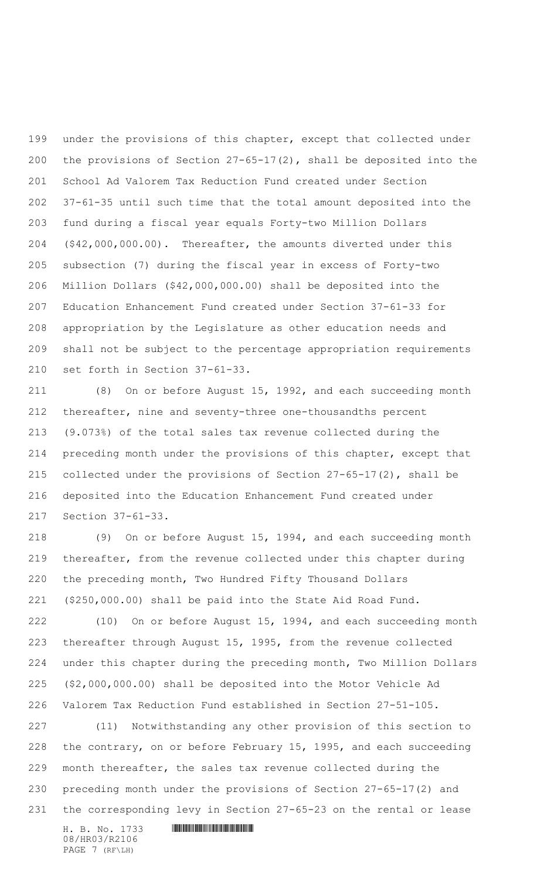under the provisions of this chapter, except that collected under the provisions of Section 27-65-17(2), shall be deposited into the School Ad Valorem Tax Reduction Fund created under Section 37-61-35 until such time that the total amount deposited into the fund during a fiscal year equals Forty-two Million Dollars ($42,000,000.00). Thereafter, the amounts diverted under this subsection (7) during the fiscal year in excess of Forty-two Million Dollars ($42,000,000.00) shall be deposited into the Education Enhancement Fund created under Section 37-61-33 for appropriation by the Legislature as other education needs and shall not be subject to the percentage appropriation requirements set forth in Section 37-61-33.

(8) On or before August 15, 1992, and each succeeding month thereafter, nine and seventy-three one-thousandths percent (9.073%) of the total sales tax revenue collected during the preceding month under the provisions of this chapter, except that collected under the provisions of Section 27-65-17(2), shall be deposited into the Education Enhancement Fund created under Section 37-61-33.

(9) On or before August 15, 1994, and each succeeding month thereafter, from the revenue collected under this chapter during the preceding month, Two Hundred Fifty Thousand Dollars ($250,000.00) shall be paid into the State Aid Road Fund.

(10) On or before August 15, 1994, and each succeeding month thereafter through August 15, 1995, from the revenue collected under this chapter during the preceding month, Two Million Dollars ($2,000,000.00) shall be deposited into the Motor Vehicle Ad Valorem Tax Reduction Fund established in Section 27-51-105.

(11) Notwithstanding any other provision of this section to the contrary, on or before February 15, 1995, and each succeeding month thereafter, the sales tax revenue collected during the preceding month under the provisions of Section 27-65-17(2) and the corresponding levy in Section 27-65-23 on the rental or lease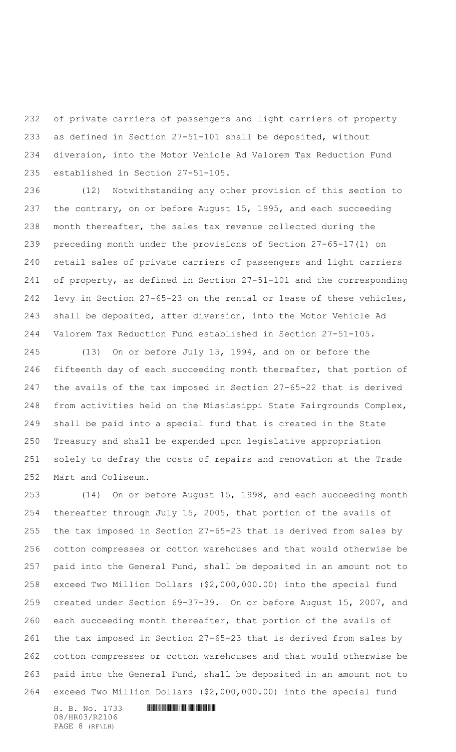of private carriers of passengers and light carriers of property as defined in Section 27-51-101 shall be deposited, without diversion, into the Motor Vehicle Ad Valorem Tax Reduction Fund established in Section 27-51-105.

(12) Notwithstanding any other provision of this section to the contrary, on or before August 15, 1995, and each succeeding month thereafter, the sales tax revenue collected during the preceding month under the provisions of Section 27-65-17(1) on retail sales of private carriers of passengers and light carriers of property, as defined in Section 27-51-101 and the corresponding levy in Section 27-65-23 on the rental or lease of these vehicles, shall be deposited, after diversion, into the Motor Vehicle Ad Valorem Tax Reduction Fund established in Section 27-51-105.

(13) On or before July 15, 1994, and on or before the fifteenth day of each succeeding month thereafter, that portion of the avails of the tax imposed in Section 27-65-22 that is derived from activities held on the Mississippi State Fairgrounds Complex, shall be paid into a special fund that is created in the State Treasury and shall be expended upon legislative appropriation solely to defray the costs of repairs and renovation at the Trade Mart and Coliseum.

(14) On or before August 15, 1998, and each succeeding month thereafter through July 15, 2005, that portion of the avails of the tax imposed in Section 27-65-23 that is derived from sales by cotton compresses or cotton warehouses and that would otherwise be paid into the General Fund, shall be deposited in an amount not to exceed Two Million Dollars ($2,000,000.00) into the special fund created under Section 69-37-39. On or before August 15, 2007, and each succeeding month thereafter, that portion of the avails of the tax imposed in Section 27-65-23 that is derived from sales by cotton compresses or cotton warehouses and that would otherwise be paid into the General Fund, shall be deposited in an amount not to exceed Two Million Dollars ($2,000,000.00) into the special fund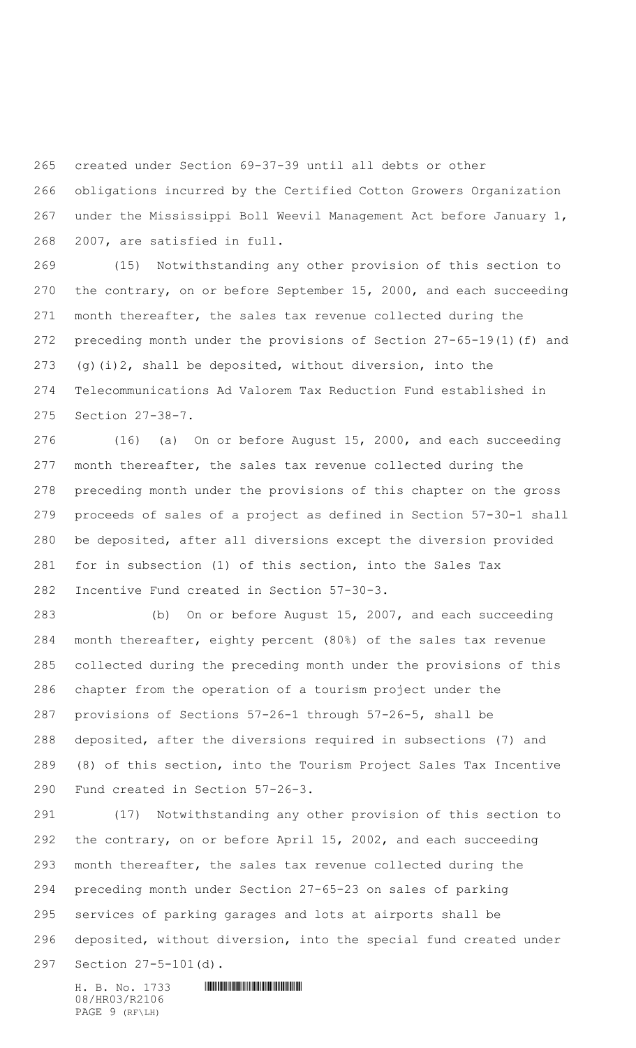created under Section 69-37-39 until all debts or other obligations incurred by the Certified Cotton Growers Organization under the Mississippi Boll Weevil Management Act before January 1, 2007, are satisfied in full.

(15) Notwithstanding any other provision of this section to the contrary, on or before September 15, 2000, and each succeeding month thereafter, the sales tax revenue collected during the preceding month under the provisions of Section 27-65-19(1)(f) and (g)(i)2, shall be deposited, without diversion, into the Telecommunications Ad Valorem Tax Reduction Fund established in Section 27-38-7.

(16) (a) On or before August 15, 2000, and each succeeding month thereafter, the sales tax revenue collected during the preceding month under the provisions of this chapter on the gross proceeds of sales of a project as defined in Section 57-30-1 shall be deposited, after all diversions except the diversion provided for in subsection (1) of this section, into the Sales Tax Incentive Fund created in Section 57-30-3.

(b) On or before August 15, 2007, and each succeeding month thereafter, eighty percent (80%) of the sales tax revenue collected during the preceding month under the provisions of this chapter from the operation of a tourism project under the provisions of Sections 57-26-1 through 57-26-5, shall be deposited, after the diversions required in subsections (7) and (8) of this section, into the Tourism Project Sales Tax Incentive Fund created in Section 57-26-3.

(17) Notwithstanding any other provision of this section to the contrary, on or before April 15, 2002, and each succeeding month thereafter, the sales tax revenue collected during the preceding month under Section 27-65-23 on sales of parking services of parking garages and lots at airports shall be deposited, without diversion, into the special fund created under Section 27-5-101(d).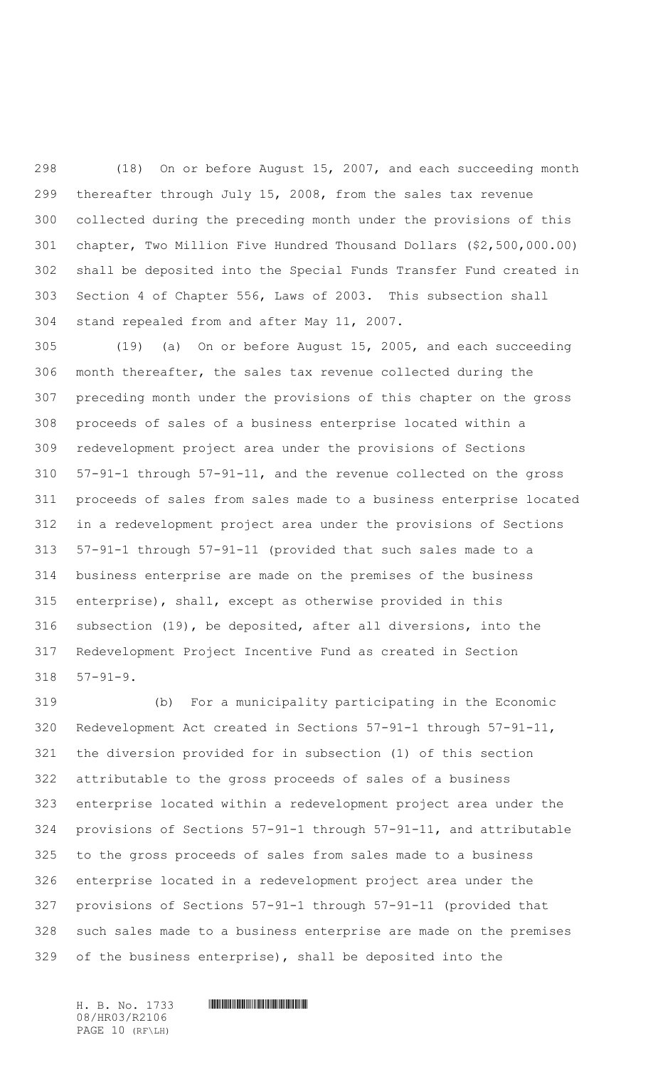(18) On or before August 15, 2007, and each succeeding month thereafter through July 15, 2008, from the sales tax revenue collected during the preceding month under the provisions of this chapter, Two Million Five Hundred Thousand Dollars ($2,500,000.00) shall be deposited into the Special Funds Transfer Fund created in Section 4 of Chapter 556, Laws of 2003. This subsection shall stand repealed from and after May 11, 2007.

(19) (a) On or before August 15, 2005, and each succeeding month thereafter, the sales tax revenue collected during the preceding month under the provisions of this chapter on the gross proceeds of sales of a business enterprise located within a redevelopment project area under the provisions of Sections 57-91-1 through 57-91-11, and the revenue collected on the gross proceeds of sales from sales made to a business enterprise located in a redevelopment project area under the provisions of Sections 57-91-1 through 57-91-11 (provided that such sales made to a business enterprise are made on the premises of the business enterprise), shall, except as otherwise provided in this subsection (19), be deposited, after all diversions, into the Redevelopment Project Incentive Fund as created in Section 57-91-9.

(b) For a municipality participating in the Economic Redevelopment Act created in Sections 57-91-1 through 57-91-11, the diversion provided for in subsection (1) of this section attributable to the gross proceeds of sales of a business enterprise located within a redevelopment project area under the provisions of Sections 57-91-1 through 57-91-11, and attributable to the gross proceeds of sales from sales made to a business enterprise located in a redevelopment project area under the provisions of Sections 57-91-1 through 57-91-11 (provided that such sales made to a business enterprise are made on the premises of the business enterprise), shall be deposited into the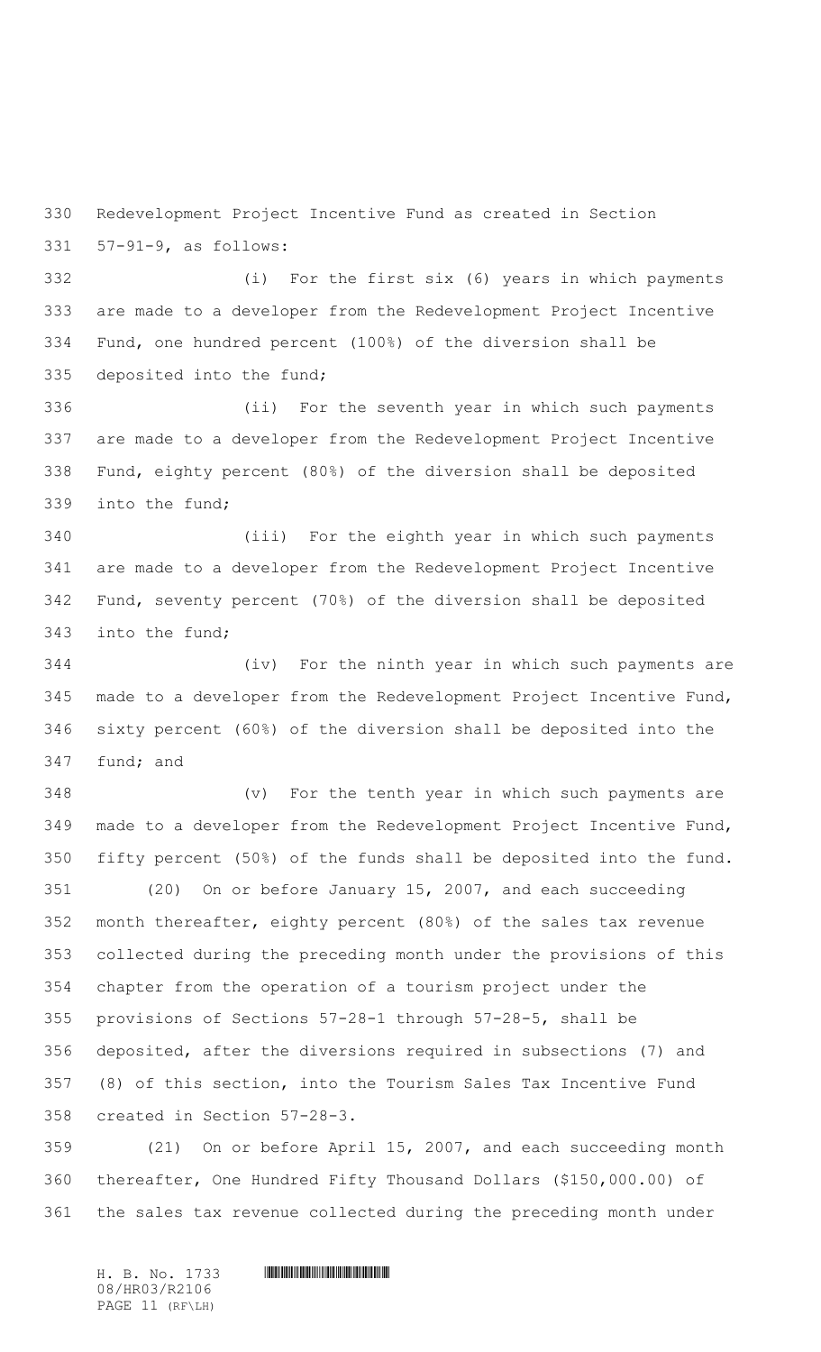Redevelopment Project Incentive Fund as created in Section 57-91-9, as follows:

(i) For the first six (6) years in which payments are made to a developer from the Redevelopment Project Incentive Fund, one hundred percent (100%) of the diversion shall be deposited into the fund;

(ii) For the seventh year in which such payments are made to a developer from the Redevelopment Project Incentive Fund, eighty percent (80%) of the diversion shall be deposited into the fund;

(iii) For the eighth year in which such payments are made to a developer from the Redevelopment Project Incentive Fund, seventy percent (70%) of the diversion shall be deposited into the fund;

(iv) For the ninth year in which such payments are made to a developer from the Redevelopment Project Incentive Fund, sixty percent (60%) of the diversion shall be deposited into the fund; and

(v) For the tenth year in which such payments are made to a developer from the Redevelopment Project Incentive Fund, fifty percent (50%) of the funds shall be deposited into the fund.

(20) On or before January 15, 2007, and each succeeding month thereafter, eighty percent (80%) of the sales tax revenue collected during the preceding month under the provisions of this chapter from the operation of a tourism project under the provisions of Sections 57-28-1 through 57-28-5, shall be deposited, after the diversions required in subsections (7) and (8) of this section, into the Tourism Sales Tax Incentive Fund created in Section 57-28-3.

(21) On or before April 15, 2007, and each succeeding month thereafter, One Hundred Fifty Thousand Dollars ($150,000.00) of the sales tax revenue collected during the preceding month under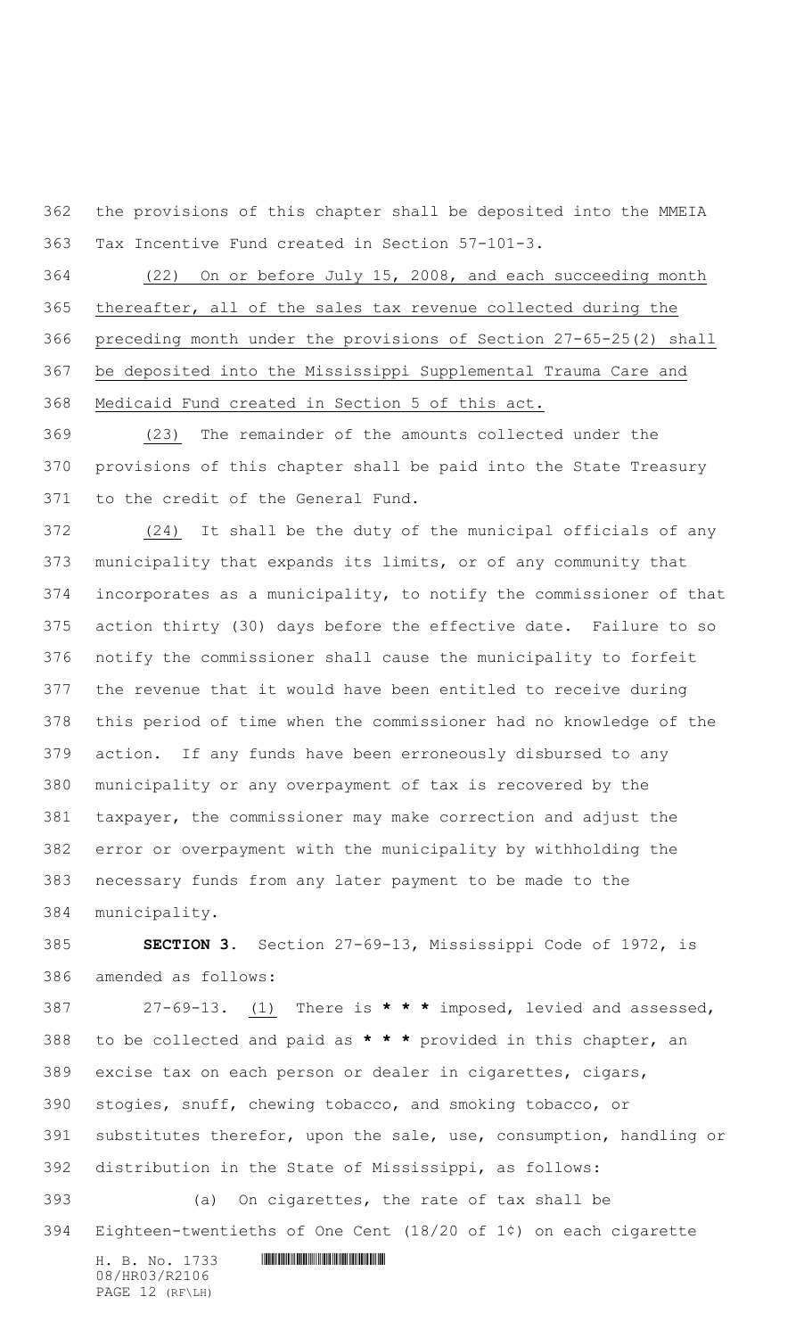the provisions of this chapter shall be deposited into the MMEIA Tax Incentive Fund created in Section 57-101-3.

(22) On or before July 15, 2008, and each succeeding month thereafter, all of the sales tax revenue collected during the preceding month under the provisions of Section 27-65-25(2) shall be deposited into the Mississippi Supplemental Trauma Care and Medicaid Fund created in Section 5 of this act.

(23) The remainder of the amounts collected under the provisions of this chapter shall be paid into the State Treasury to the credit of the General Fund.

(24) It shall be the duty of the municipal officials of any municipality that expands its limits, or of any community that incorporates as a municipality, to notify the commissioner of that action thirty (30) days before the effective date. Failure to so notify the commissioner shall cause the municipality to forfeit the revenue that it would have been entitled to receive during this period of time when the commissioner had no knowledge of the action. If any funds have been erroneously disbursed to any municipality or any overpayment of tax is recovered by the taxpayer, the commissioner may make correction and adjust the error or overpayment with the municipality by withholding the necessary funds from any later payment to be made to the municipality.

**SECTION 3.** Section 27-69-13, Mississippi Code of 1972, is amended as follows:

27-69-13. (1) There is * * * imposed, levied and assessed, to be collected and paid as * * * provided in this chapter, an excise tax on each person or dealer in cigarettes, cigars, stogies, snuff, chewing tobacco, and smoking tobacco, or substitutes therefor, upon the sale, use, consumption, handling or distribution in the State of Mississippi, as follows:

(a) On cigarettes, the rate of tax shall be Eighteen-twentieths of One Cent (18/20 of 1¢) on each cigarette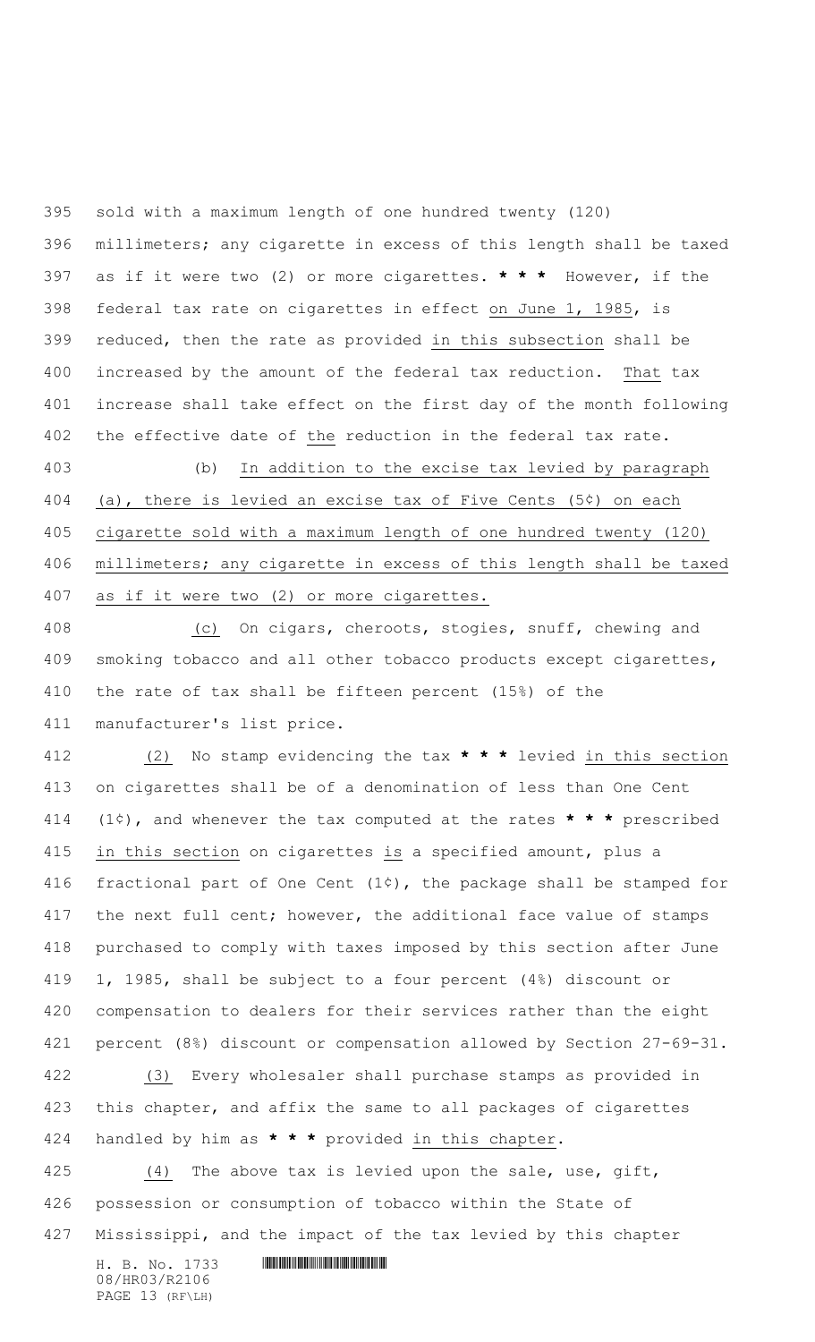sold with a maximum length of one hundred twenty (120) millimeters; any cigarette in excess of this length shall be taxed as if it were two (2) or more cigarettes. **\* \* \*** However, if the federal tax rate on cigarettes in effect on June 1, 1985, is reduced, then the rate as provided in this subsection shall be increased by the amount of the federal tax reduction. That tax increase shall take effect on the first day of the month following the effective date of the reduction in the federal tax rate.

(b) In addition to the excise tax levied by paragraph (a), there is levied an excise tax of Five Cents (5¢) on each cigarette sold with a maximum length of one hundred twenty (120) millimeters; any cigarette in excess of this length shall be taxed as if it were two (2) or more cigarettes.

(c) On cigars, cheroots, stogies, snuff, chewing and smoking tobacco and all other tobacco products except cigarettes, the rate of tax shall be fifteen percent (15%) of the manufacturer's list price.

(2) No stamp evidencing the tax **\* \* \*** levied in this section on cigarettes shall be of a denomination of less than One Cent (1¢), and whenever the tax computed at the rates **\* \* \*** prescribed in this section on cigarettes is a specified amount, plus a fractional part of One Cent (1¢), the package shall be stamped for the next full cent; however, the additional face value of stamps purchased to comply with taxes imposed by this section after June 1, 1985, shall be subject to a four percent (4%) discount or compensation to dealers for their services rather than the eight percent (8%) discount or compensation allowed by Section 27-69-31.

(3) Every wholesaler shall purchase stamps as provided in this chapter, and affix the same to all packages of cigarettes handled by him as **\* \* \*** provided in this chapter.

(4) The above tax is levied upon the sale, use, gift, possession or consumption of tobacco within the State of Mississippi, and the impact of the tax levied by this chapter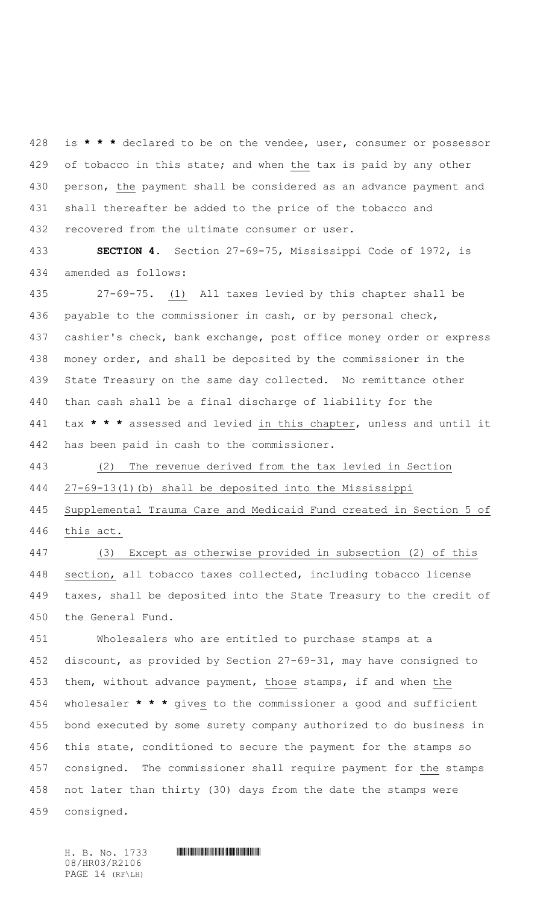is * * * declared to be on the vendee, user, consumer or possessor of tobacco in this state; and when the tax is paid by any other person, the payment shall be considered as an advance payment and shall thereafter be added to the price of the tobacco and recovered from the ultimate consumer or user.

**SECTION 4.** Section 27-69-75, Mississippi Code of 1972, is amended as follows:

27-69-75. (1) All taxes levied by this chapter shall be payable to the commissioner in cash, or by personal check, cashier's check, bank exchange, post office money order or express money order, and shall be deposited by the commissioner in the State Treasury on the same day collected. No remittance other than cash shall be a final discharge of liability for the tax * * * assessed and levied in this chapter, unless and until it has been paid in cash to the commissioner.

(2) The revenue derived from the tax levied in Section 27-69-13(1)(b) shall be deposited into the Mississippi Supplemental Trauma Care and Medicaid Fund created in Section 5 of this act.

(3) Except as otherwise provided in subsection (2) of this section, all tobacco taxes collected, including tobacco license taxes, shall be deposited into the State Treasury to the credit of the General Fund.

Wholesalers who are entitled to purchase stamps at a discount, as provided by Section 27-69-31, may have consigned to them, without advance payment, those stamps, if and when the wholesaler * * * gives to the commissioner a good and sufficient bond executed by some surety company authorized to do business in this state, conditioned to secure the payment for the stamps so consigned. The commissioner shall require payment for the stamps not later than thirty (30) days from the date the stamps were consigned.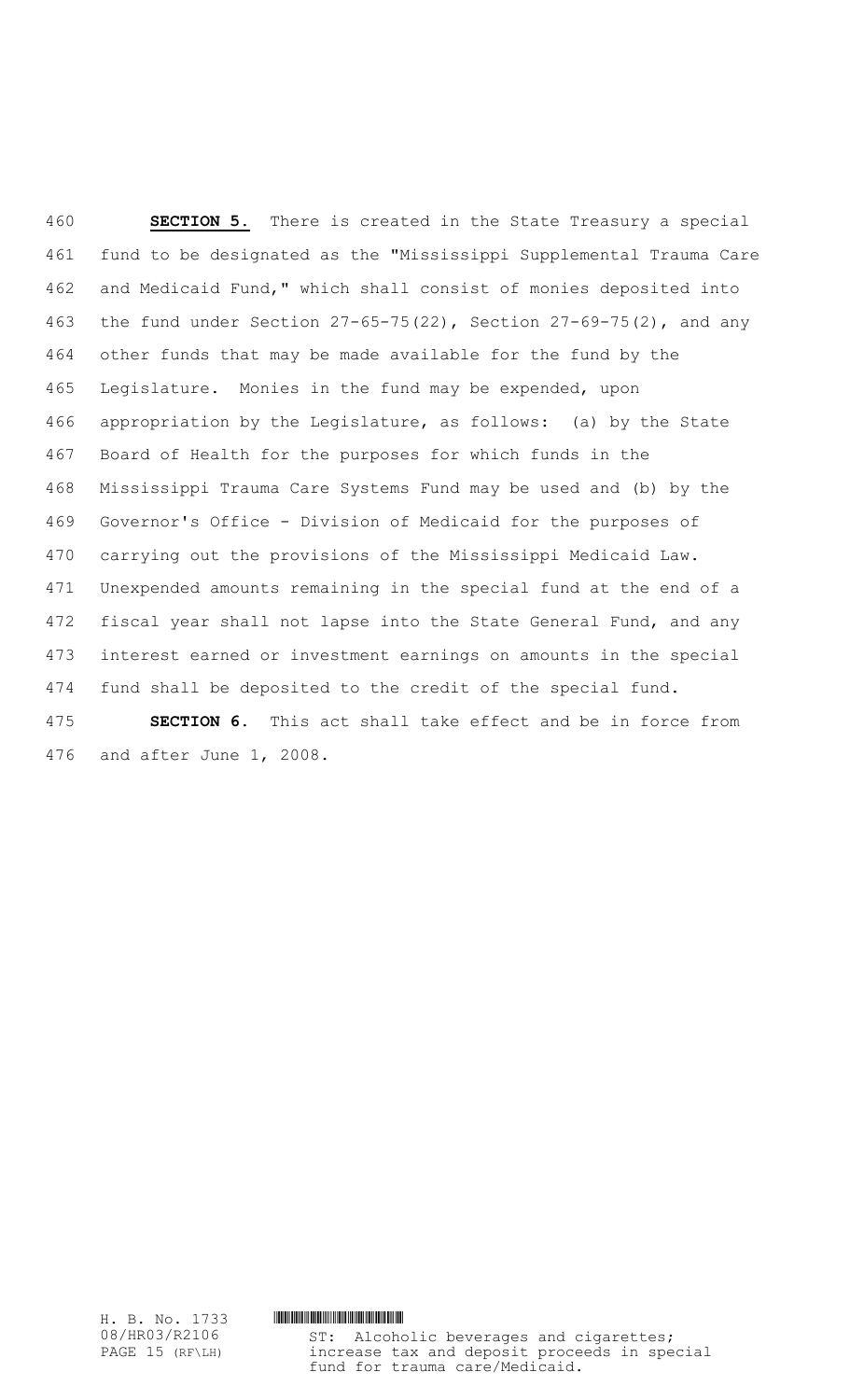**SECTION 5.** There is created in the State Treasury a special fund to be designated as the "Mississippi Supplemental Trauma Care and Medicaid Fund," which shall consist of monies deposited into the fund under Section 27-65-75(22), Section 27-69-75(2), and any other funds that may be made available for the fund by the Legislature. Monies in the fund may be expended, upon appropriation by the Legislature, as follows: (a) by the State Board of Health for the purposes for which funds in the Mississippi Trauma Care Systems Fund may be used and (b) by the Governor's Office - Division of Medicaid for the purposes of carrying out the provisions of the Mississippi Medicaid Law. Unexpended amounts remaining in the special fund at the end of a fiscal year shall not lapse into the State General Fund, and any interest earned or investment earnings on amounts in the special fund shall be deposited to the credit of the special fund.

**SECTION 6.** This act shall take effect and be in force from and after June 1, 2008.

ST: Alcoholic beverages and cigarettes; increase tax and deposit proceeds in special fund for trauma care/Medicaid.